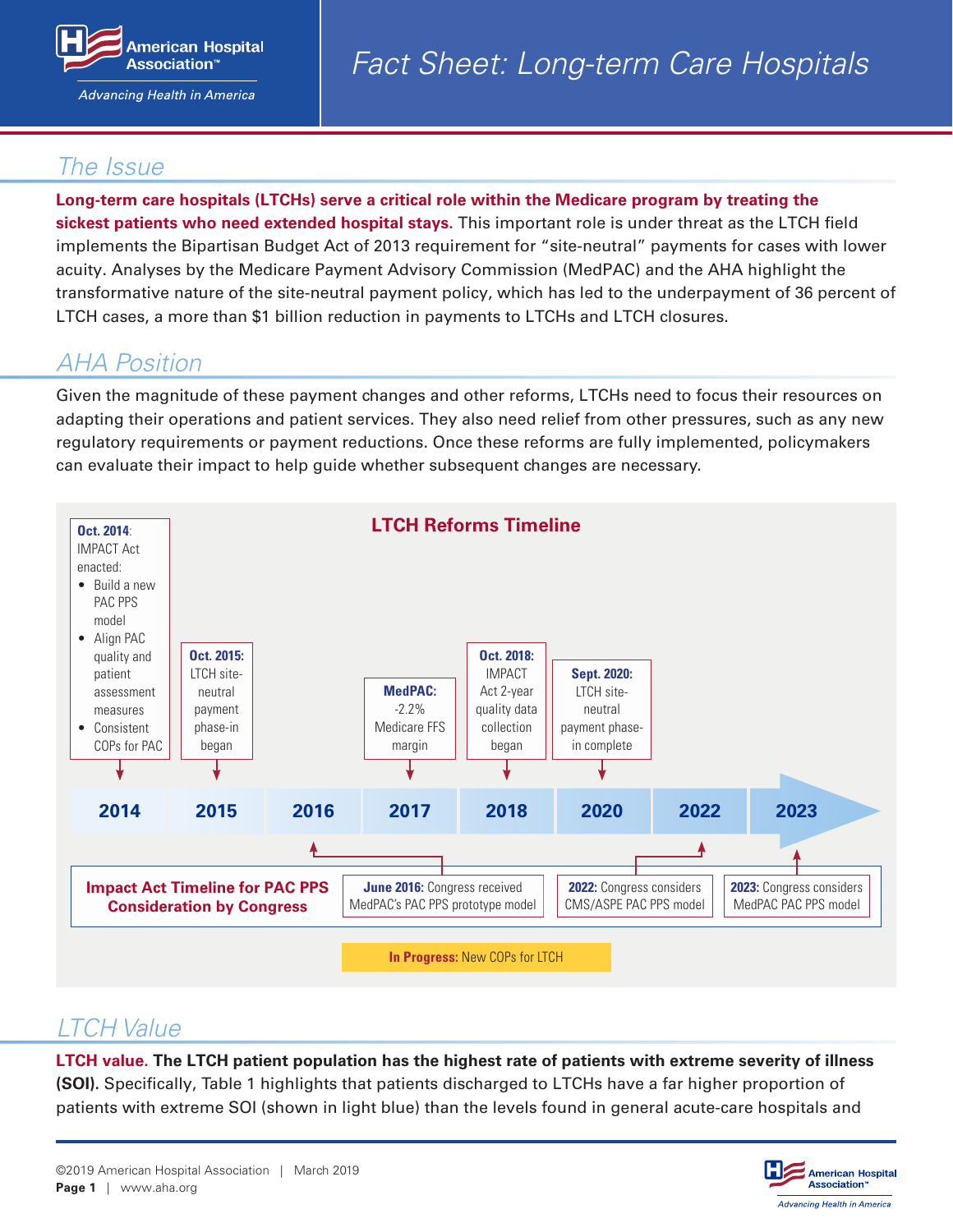# Fact Sheet: Long-term Care Hospitals

## The Issue

**Long-term care hospitals (LTCHs) serve a critical role within the Medicare program by treating the sickest patients who need extended hospital stays.** This important role is under threat as the LTCH field implements the Bipartisan Budget Act of 2013 requirement for "site-neutral" payments for cases with lower acuity. Analyses by the Medicare Payment Advisory Commission (MedPAC) and the AHA highlight the transformative nature of the site-neutral payment policy, which has led to the underpayment of 36 percent of LTCH cases, a more than $1 billion reduction in payments to LTCHs and LTCH closures.

## AHA Position

Given the magnitude of these payment changes and other reforms, LTCHs need to focus their resources on adapting their operations and patient services. They also need relief from other pressures, such as any new regulatory requirements or payment reductions. Once these reforms are fully implemented, policymakers can evaluate their impact to help guide whether subsequent changes are necessary.

### LTCH Reforms Timeline

- **2014 — Oct. 2014:** IMPACT Act enacted:
  - Build a new PAC PPS model
  - Align PAC quality and patient assessment measures
  - Consistent COPs for PAC
- **2015 — Oct. 2015:** LTCH site-neutral payment phase-in began
- **2017 — MedPAC:** -2.2% Medicare FFS margin
- **2018 — Oct. 2018:** IMPACT Act 2-year quality data collection began
- **2020 — Sept. 2020:** LTCH site-neutral payment phase-in complete

**Impact Act Timeline for PAC PPS Consideration by Congress**

- **June 2016:** Congress received MedPAC's PAC PPS prototype model
- **2022:** Congress considers CMS/ASPE PAC PPS model
- **2023:** Congress considers MedPAC PAC PPS model

**In Progress:** New COPs for LTCH

## LTCH Value

**LTCH value. The LTCH patient population has the highest rate of patients with extreme severity of illness (SOI).** Specifically, Table 1 highlights that patients discharged to LTCHs have a far higher proportion of patients with extreme SOI (shown in light blue) than the levels found in general acute-care hospitals and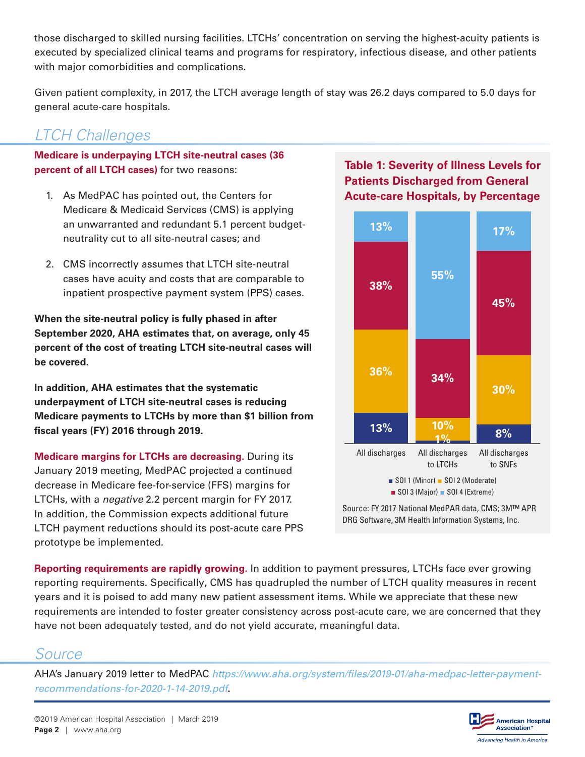those discharged to skilled nursing facilities. LTCHs' concentration on serving the highest-acuity patients is executed by specialized clinical teams and programs for respiratory, infectious disease, and other patients with major comorbidities and complications.

Given patient complexity, in 2017, the LTCH average length of stay was 26.2 days compared to 5.0 days for general acute-care hospitals.

## LTCH Challenges

**Medicare is underpaying LTCH site-neutral cases (36 percent of all LTCH cases)** for two reasons:

1. As MedPAC has pointed out, the Centers for Medicare & Medicaid Services (CMS) is applying an unwarranted and redundant 5.1 percent budget-neutrality cut to all site-neutral cases; and
2. CMS incorrectly assumes that LTCH site-neutral cases have acuity and costs that are comparable to inpatient prospective payment system (PPS) cases.

**When the site-neutral policy is fully phased in after September 2020, AHA estimates that, on average, only 45 percent of the cost of treating LTCH site-neutral cases will be covered.**

**In addition, AHA estimates that the systematic underpayment of LTCH site-neutral cases is reducing Medicare payments to LTCHs by more than $1 billion from fiscal years (FY) 2016 through 2019.**

**Medicare margins for LTCHs are decreasing.** During its January 2019 meeting, MedPAC projected a continued decrease in Medicare fee-for-service (FFS) margins for LTCHs, with a *negative* 2.2 percent margin for FY 2017. In addition, the Commission expects additional future LTCH payment reductions should its post-acute care PPS prototype be implemented.

**Table 1: Severity of Illness Levels for Patients Discharged from General Acute-care Hospitals, by Percentage**

All discharges: 13%, 38%, 36%, 13%

All discharges to LTCHs: 55%, 34%, 10%, 1%

All discharges to SNFs: 17%, 45%, 30%, 8%

SOI 1 (Minor) SOI 2 (Moderate) SOI 3 (Major) SOI 4 (Extreme)

Source: FY 2017 National MedPAR data, CMS; 3M™ APR DRG Software, 3M Health Information Systems, Inc.

**Reporting requirements are rapidly growing.** In addition to payment pressures, LTCHs face ever growing reporting requirements. Specifically, CMS has quadrupled the number of LTCH quality measures in recent years and it is poised to add many new patient assessment items. While we appreciate that these new requirements are intended to foster greater consistency across post-acute care, we are concerned that they have not been adequately tested, and do not yield accurate, meaningful data.

## Source

AHA's January 2019 letter to MedPAC *https://www.aha.org/system/files/2019-01/aha-medpac-letter-payment-recommendations-for-2020-1-14-2019.pdf*.